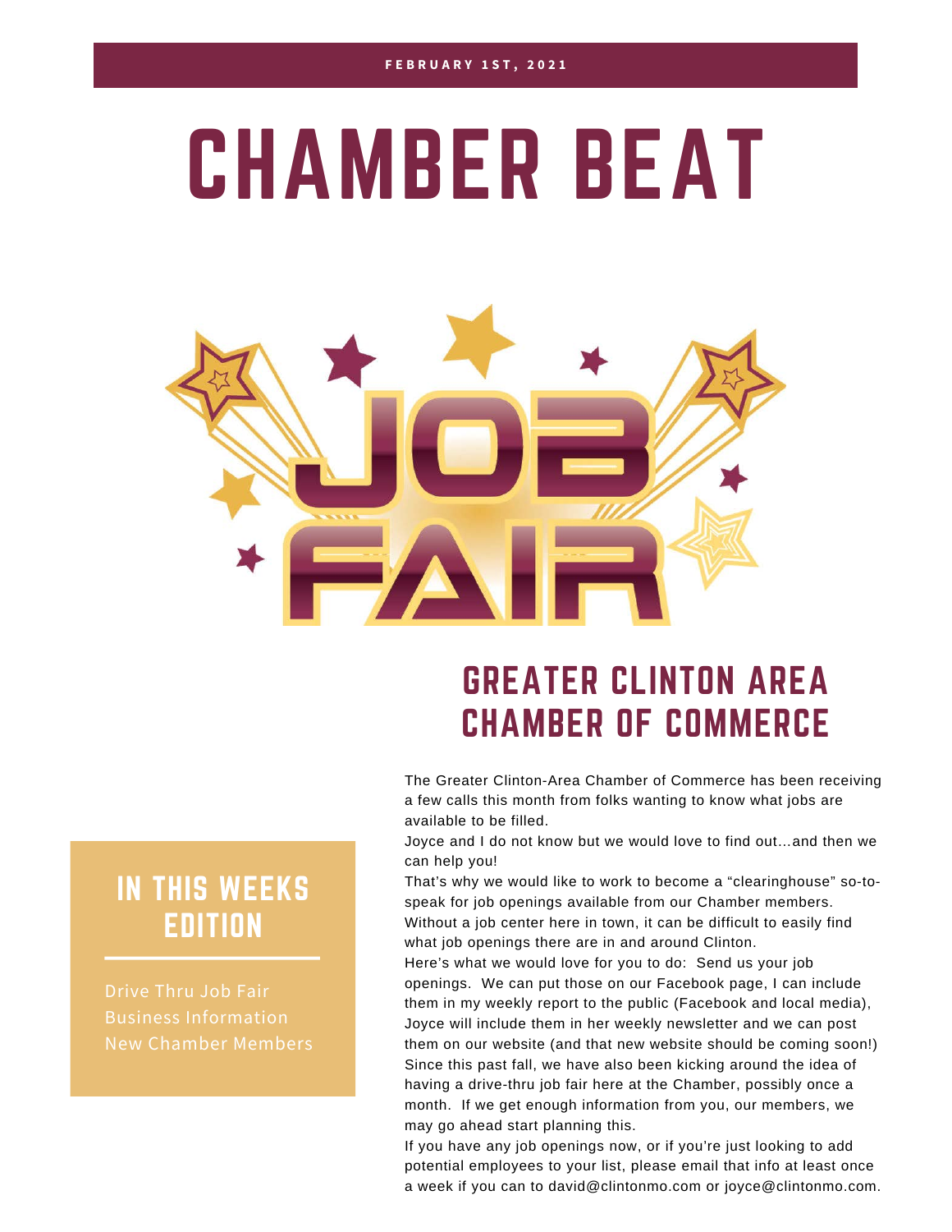FEBRUARY 1ST, 2021

# CHAMBER BEAT

JOB FAIR

## IN THIS WEEKS EDITION

Drive Thru Job Fair
Business Information
New Chamber Members

## GREATER CLINTON AREA CHAMBER OF COMMERCE

The Greater Clinton-Area Chamber of Commerce has been receiving a few calls this month from folks wanting to know what jobs are available to be filled.

Joyce and I do not know but we would love to find out…and then we can help you!

That's why we would like to work to become a "clearinghouse" so-to-speak for job openings available from our Chamber members.

Without a job center here in town, it can be difficult to easily find what job openings there are in and around Clinton.

Here's what we would love for you to do: Send us your job openings. We can put those on our Facebook page, I can include them in my weekly report to the public (Facebook and local media), Joyce will include them in her weekly newsletter and we can post them on our website (and that new website should be coming soon!)

Since this past fall, we have also been kicking around the idea of having a drive-thru job fair here at the Chamber, possibly once a month. If we get enough information from you, our members, we may go ahead start planning this.

If you have any job openings now, or if you're just looking to add potential employees to your list, please email that info at least once a week if you can to david@clintonmo.com or joyce@clintonmo.com.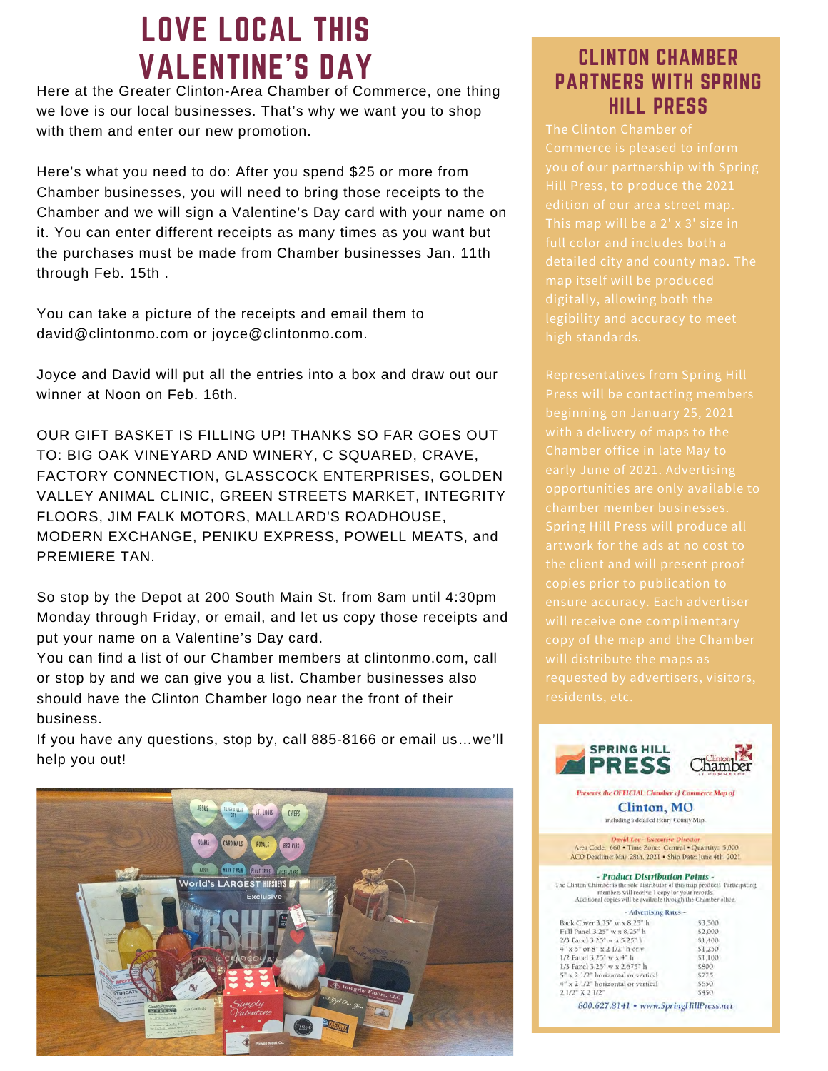# LOVE LOCAL THIS VALENTINE'S DAY

Here at the Greater Clinton-Area Chamber of Commerce, one thing we love is our local businesses. That's why we want you to shop with them and enter our new promotion.

Here's what you need to do: After you spend $25 or more from Chamber businesses, you will need to bring those receipts to the Chamber and we will sign a Valentine's Day card with your name on it. You can enter different receipts as many times as you want but the purchases must be made from Chamber businesses Jan. 11th through Feb. 15th .

You can take a picture of the receipts and email them to david@clintonmo.com or joyce@clintonmo.com.

Joyce and David will put all the entries into a box and draw out our winner at Noon on Feb. 16th.

OUR GIFT BASKET IS FILLING UP! THANKS SO FAR GOES OUT TO: BIG OAK VINEYARD AND WINERY, C SQUARED, CRAVE, FACTORY CONNECTION, GLASSCOCK ENTERPRISES, GOLDEN VALLEY ANIMAL CLINIC, GREEN STREETS MARKET, INTEGRITY FLOORS, JIM FALK MOTORS, MALLARD'S ROADHOUSE, MODERN EXCHANGE, PENIKU EXPRESS, POWELL MEATS, and PREMIERE TAN.

So stop by the Depot at 200 South Main St. from 8am until 4:30pm Monday through Friday, or email, and let us copy those receipts and put your name on a Valentine's Day card.

You can find a list of our Chamber members at clintonmo.com, call or stop by and we can give you a list. Chamber businesses also should have the Clinton Chamber logo near the front of their business.

If you have any questions, stop by, call 885-8166 or email us...we'll help you out!

## CLINTON CHAMBER PARTNERS WITH SPRING HILL PRESS

The Clinton Chamber of Commerce is pleased to inform you of our partnership with Spring Hill Press, to produce the 2021 edition of our area street map. This map will be a 2' x 3' size in full color and includes both a detailed city and county map. The map itself will be produced digitally, allowing both the legibility and accuracy to meet high standards.

Representatives from Spring Hill Press will be contacting members beginning on January 25, 2021 with a delivery of maps to the Chamber office in late May to early June of 2021. Advertising opportunities are only available to chamber member businesses. Spring Hill Press will produce all artwork for the ads at no cost to the client and will present proof copies prior to publication to ensure accuracy. Each advertiser will receive one complimentary copy of the map and the Chamber will distribute the maps as requested by advertisers, visitors, residents, etc.

**SPRING HILL PRESS** — Clinton Chamber of Commerce

*Presents the OFFICIAL Chamber of Commerce Map of*

**Clinton, MO**

including a detailed Henry County Map

*David Lee - Executive Director*

Area Code: 660 • Time Zone: Central • Quantity: 5,000

ACO Deadline: May 28th, 2021 • Ship Date: June 4th, 2021

*- Product Distribution Points -*

The Clinton Chamber is the sole distributor of this map product! Participating members will receive 1 copy for your records. Additional copies will be available through the Chamber office.

*- Advertising Rates -*

| Size | Rate |
|---|---|
| Back Cover 3.25" w x 8.25" h | $3,500 |
| Full Panel 3.25" w x 8.25" h | $2,000 |
| 2/3 Panel 3.25" w x 5.25" h | $1,400 |
| 4" x 5" or 8" x 2 1/2" h or v | $1,250 |
| 1/2 Panel 3.25" w x 4" h | $1,100 |
| 1/3 Panel 3.25" w x 2.675" h | $800 |
| 5" x 2 1/2" horizontal or vertical | $775 |
| 4" x 2 1/2" horizontal or vertical | $650 |
| 2 1/2" X 2 1/2" | $450 |

800.627.8141 • www.SpringHillPress.net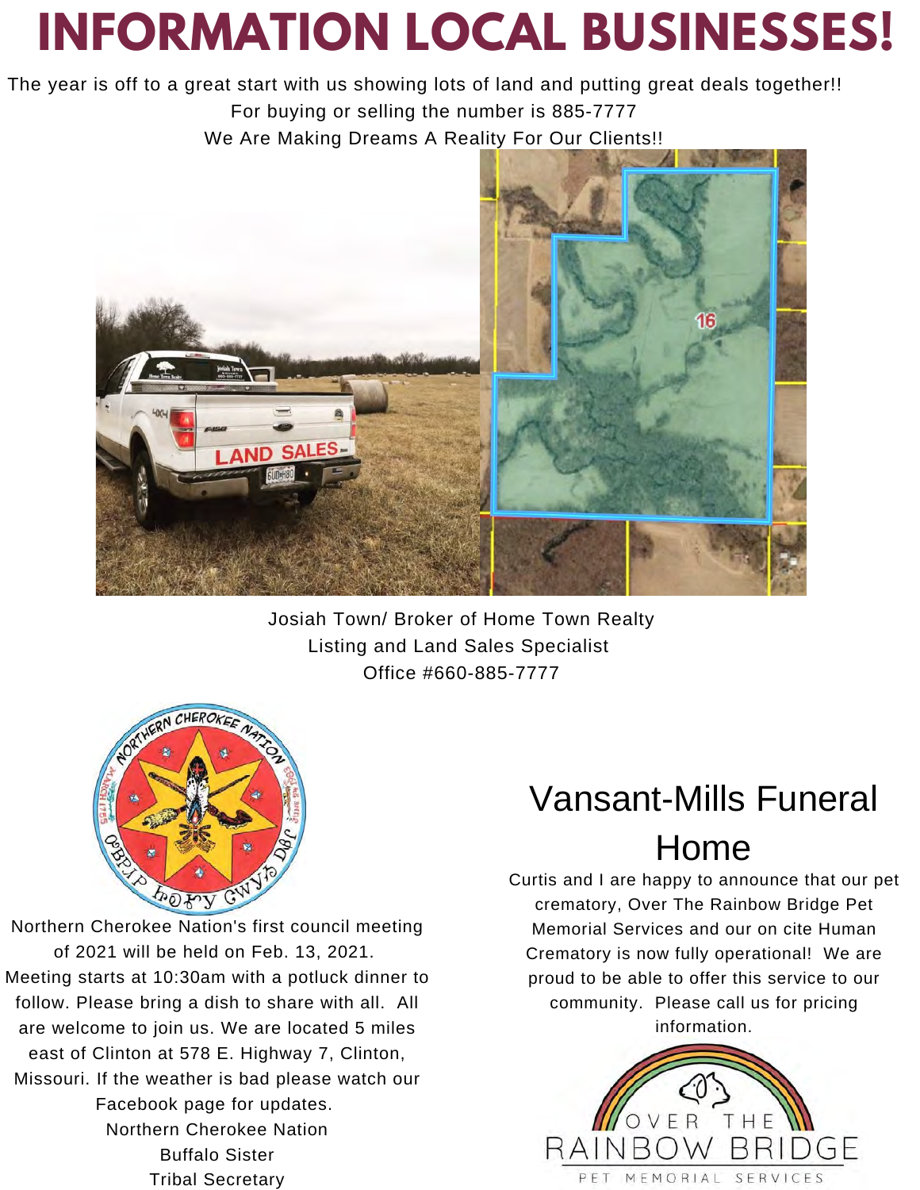# INFORMATION LOCAL BUSINESSES!

The year is off to a great start with us showing lots of land and putting great deals together!!

For buying or selling the number is 885-7777

We Are Making Dreams A Reality For Our Clients!!

Josiah Town/ Broker of Home Town Realty

Listing and Land Sales Specialist

Office #660-885-7777

Northern Cherokee Nation's first council meeting of 2021 will be held on Feb. 13, 2021. Meeting starts at 10:30am with a potluck dinner to follow. Please bring a dish to share with all. All are welcome to join us. We are located 5 miles east of Clinton at 578 E. Highway 7, Clinton, Missouri. If the weather is bad please watch our Facebook page for updates.

Northern Cherokee Nation

Buffalo Sister

Tribal Secretary

## Vansant-Mills Funeral Home

Curtis and I are happy to announce that our pet crematory, Over The Rainbow Bridge Pet Memorial Services and our on cite Human Crematory is now fully operational! We are proud to be able to offer this service to our community. Please call us for pricing information.

OVER THE RAINBOW BRIDGE

PET MEMORIAL SERVICES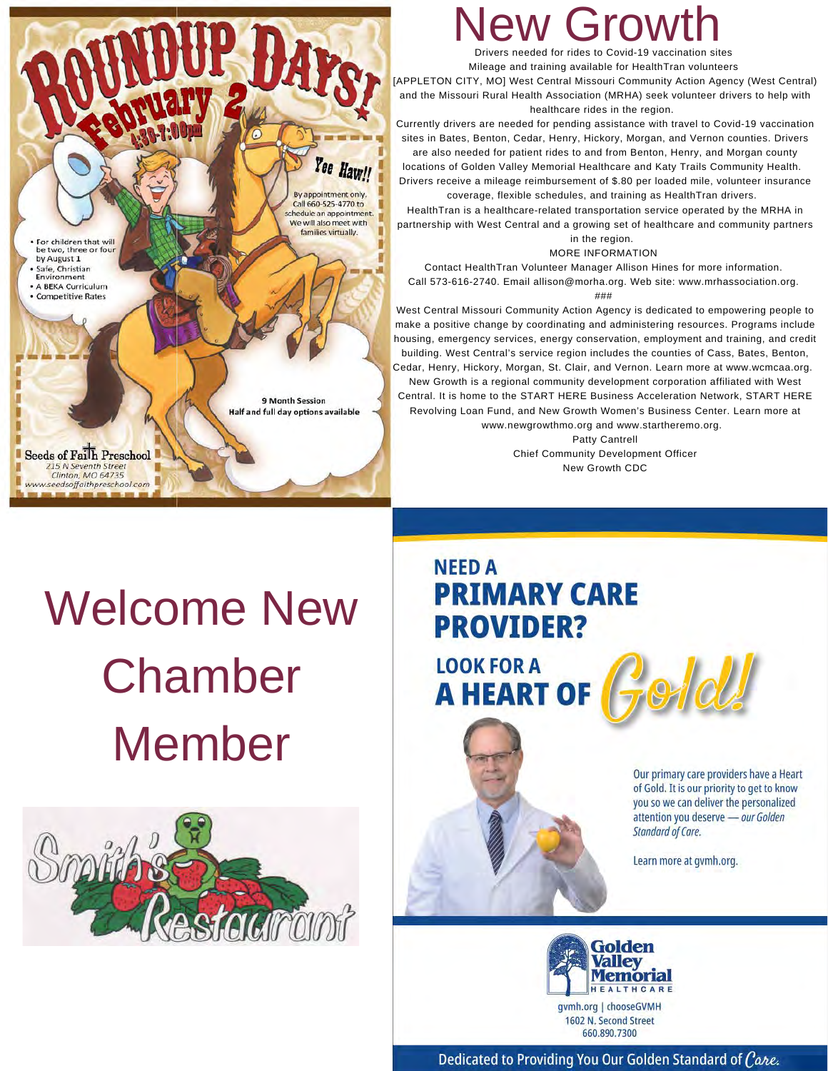# Roundup Days!

**February 2**

**4:30-7:00pm**

Yee Haw!!

By appointment only. Call 660-525-4770 to schedule an appointment. We will also meet with families virtually.

- For children that will be two, three or four by August 1
- Safe, Christian Environment
- A BEKA Curriculum
- Competitive Rates

**9 Month Session**
**Half and full day options available**

Seeds of Faith Preschool
215 N Seventh Street
Clinton, MO 64735
www.seedsoffaithpreschool.com

# New Growth

Drivers needed for rides to Covid-19 vaccination sites
Mileage and training available for HealthTran volunteers

[APPLETON CITY, MO] West Central Missouri Community Action Agency (West Central) and the Missouri Rural Health Association (MRHA) seek volunteer drivers to help with healthcare rides in the region.

Currently drivers are needed for pending assistance with travel to Covid-19 vaccination sites in Bates, Benton, Cedar, Henry, Hickory, Morgan, and Vernon counties. Drivers are also needed for patient rides to and from Benton, Henry, and Morgan county locations of Golden Valley Memorial Healthcare and Katy Trails Community Health. Drivers receive a mileage reimbursement of $.80 per loaded mile, volunteer insurance coverage, flexible schedules, and training as HealthTran drivers.

HealthTran is a healthcare-related transportation service operated by the MRHA in partnership with West Central and a growing set of healthcare and community partners in the region.

MORE INFORMATION

Contact HealthTran Volunteer Manager Allison Hines for more information. Call 573-616-2740. Email allison@morha.org. Web site: www.mrhassociation.org.

###

West Central Missouri Community Action Agency is dedicated to empowering people to make a positive change by coordinating and administering resources. Programs include housing, emergency services, energy conservation, employment and training, and credit building. West Central's service region includes the counties of Cass, Bates, Benton, Cedar, Henry, Hickory, Morgan, St. Clair, and Vernon. Learn more at www.wcmcaa.org.

New Growth is a regional community development corporation affiliated with West Central. It is home to the START HERE Business Acceleration Network, START HERE Revolving Loan Fund, and New Growth Women's Business Center. Learn more at www.newgrowthmo.org and www.startheremo.org.

Patty Cantrell
Chief Community Development Officer
New Growth CDC

# Welcome New Chamber Member

Smith's Restaurant

**NEED A PRIMARY CARE PROVIDER?**

**LOOK FOR A HEART OF Gold!**

Our primary care providers have a Heart of Gold. It is our priority to get to know you so we can deliver the personalized attention you deserve — *our Golden Standard of Care.*

Learn more at gvmh.org.

Golden Valley Memorial Healthcare
gvmh.org | chooseGVMH
1602 N. Second Street
660.890.7300

Dedicated to Providing You Our Golden Standard of *Care.*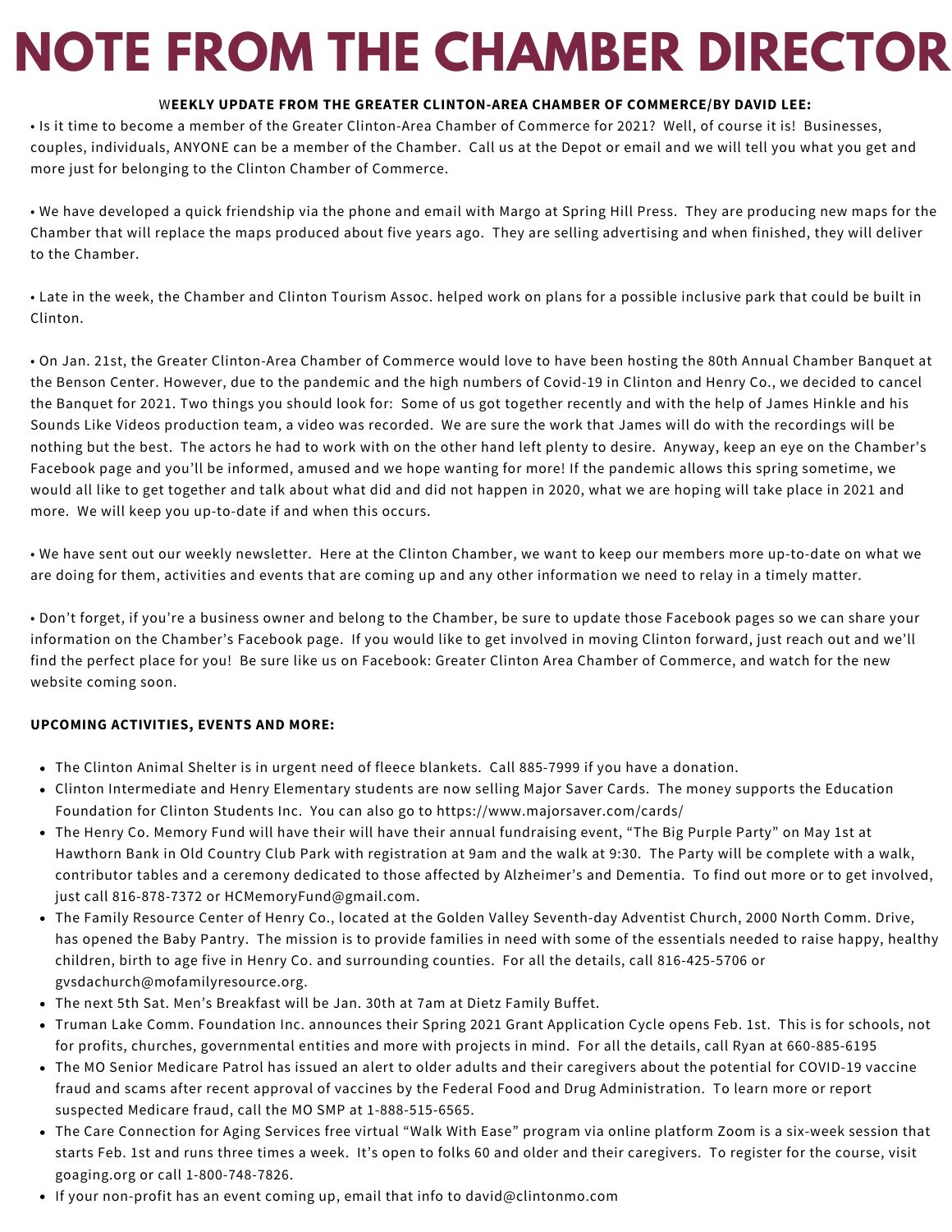# NOTE FROM THE CHAMBER DIRECTOR

**WEEKLY UPDATE FROM THE GREATER CLINTON-AREA CHAMBER OF COMMERCE/BY DAVID LEE:**

• Is it time to become a member of the Greater Clinton-Area Chamber of Commerce for 2021? Well, of course it is! Businesses, couples, individuals, ANYONE can be a member of the Chamber. Call us at the Depot or email and we will tell you what you get and more just for belonging to the Clinton Chamber of Commerce.

• We have developed a quick friendship via the phone and email with Margo at Spring Hill Press. They are producing new maps for the Chamber that will replace the maps produced about five years ago. They are selling advertising and when finished, they will deliver to the Chamber.

• Late in the week, the Chamber and Clinton Tourism Assoc. helped work on plans for a possible inclusive park that could be built in Clinton.

• On Jan. 21st, the Greater Clinton-Area Chamber of Commerce would love to have been hosting the 80th Annual Chamber Banquet at the Benson Center. However, due to the pandemic and the high numbers of Covid-19 in Clinton and Henry Co., we decided to cancel the Banquet for 2021. Two things you should look for: Some of us got together recently and with the help of James Hinkle and his Sounds Like Videos production team, a video was recorded. We are sure the work that James will do with the recordings will be nothing but the best. The actors he had to work with on the other hand left plenty to desire. Anyway, keep an eye on the Chamber's Facebook page and you'll be informed, amused and we hope wanting for more! If the pandemic allows this spring sometime, we would all like to get together and talk about what did and did not happen in 2020, what we are hoping will take place in 2021 and more. We will keep you up-to-date if and when this occurs.

• We have sent out our weekly newsletter. Here at the Clinton Chamber, we want to keep our members more up-to-date on what we are doing for them, activities and events that are coming up and any other information we need to relay in a timely matter.

• Don't forget, if you're a business owner and belong to the Chamber, be sure to update those Facebook pages so we can share your information on the Chamber's Facebook page. If you would like to get involved in moving Clinton forward, just reach out and we'll find the perfect place for you! Be sure like us on Facebook: Greater Clinton Area Chamber of Commerce, and watch for the new website coming soon.

**UPCOMING ACTIVITIES, EVENTS AND MORE:**

- The Clinton Animal Shelter is in urgent need of fleece blankets. Call 885-7999 if you have a donation.
- Clinton Intermediate and Henry Elementary students are now selling Major Saver Cards. The money supports the Education Foundation for Clinton Students Inc. You can also go to https://www.majorsaver.com/cards/
- The Henry Co. Memory Fund will have their will have their annual fundraising event, "The Big Purple Party" on May 1st at Hawthorn Bank in Old Country Club Park with registration at 9am and the walk at 9:30. The Party will be complete with a walk, contributor tables and a ceremony dedicated to those affected by Alzheimer's and Dementia. To find out more or to get involved, just call 816-878-7372 or HCMemoryFund@gmail.com.
- The Family Resource Center of Henry Co., located at the Golden Valley Seventh-day Adventist Church, 2000 North Comm. Drive, has opened the Baby Pantry. The mission is to provide families in need with some of the essentials needed to raise happy, healthy children, birth to age five in Henry Co. and surrounding counties. For all the details, call 816-425-5706 or gvsdachurch@mofamilyresource.org.
- The next 5th Sat. Men's Breakfast will be Jan. 30th at 7am at Dietz Family Buffet.
- Truman Lake Comm. Foundation Inc. announces their Spring 2021 Grant Application Cycle opens Feb. 1st. This is for schools, not for profits, churches, governmental entities and more with projects in mind. For all the details, call Ryan at 660-885-6195
- The MO Senior Medicare Patrol has issued an alert to older adults and their caregivers about the potential for COVID-19 vaccine fraud and scams after recent approval of vaccines by the Federal Food and Drug Administration. To learn more or report suspected Medicare fraud, call the MO SMP at 1-888-515-6565.
- The Care Connection for Aging Services free virtual "Walk With Ease" program via online platform Zoom is a six-week session that starts Feb. 1st and runs three times a week. It's open to folks 60 and older and their caregivers. To register for the course, visit goaging.org or call 1-800-748-7826.
- If your non-profit has an event coming up, email that info to david@clintonmo.com